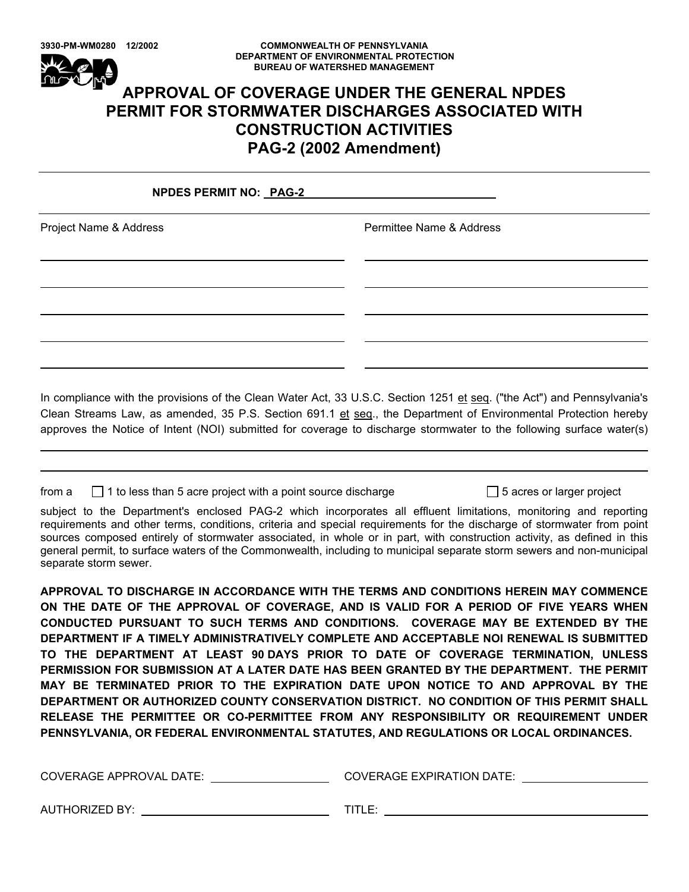3930-PM-WM0280 12/2002

COMMONWEALTH OF PENNSYLVANIA
DEPARTMENT OF ENVIRONMENTAL PROTECTION
BUREAU OF WATERSHED MANAGEMENT

# APPROVAL OF COVERAGE UNDER THE GENERAL NPDES PERMIT FOR STORMWATER DISCHARGES ASSOCIATED WITH CONSTRUCTION ACTIVITIES PAG-2 (2002 Amendment)

**NPDES PERMIT NO: PAG-2** ______________________________

| Project Name & Address | Permittee Name & Address |
|---|---|
| ______________________________ | ______________________________ |
| ______________________________ | ______________________________ |
| ______________________________ | ______________________________ |
| ______________________________ | ______________________________ |
| ______________________________ | ______________________________ |

In compliance with the provisions of the Clean Water Act, 33 U.S.C. Section 1251 et seq. ("the Act") and Pennsylvania's Clean Streams Law, as amended, 35 P.S. Section 691.1 et seq., the Department of Environmental Protection hereby approves the Notice of Intent (NOI) submitted for coverage to discharge stormwater to the following surface water(s)

______________________________________________________________________

______________________________________________________________________

from a ☐ 1 to less than 5 acre project with a point source discharge ☐ 5 acres or larger project

subject to the Department's enclosed PAG-2 which incorporates all effluent limitations, monitoring and reporting requirements and other terms, conditions, criteria and special requirements for the discharge of stormwater from point sources composed entirely of stormwater associated, in whole or in part, with construction activity, as defined in this general permit, to surface waters of the Commonwealth, including to municipal separate storm sewers and non-municipal separate storm sewer.

**APPROVAL TO DISCHARGE IN ACCORDANCE WITH THE TERMS AND CONDITIONS HEREIN MAY COMMENCE ON THE DATE OF THE APPROVAL OF COVERAGE, AND IS VALID FOR A PERIOD OF FIVE YEARS WHEN CONDUCTED PURSUANT TO SUCH TERMS AND CONDITIONS. COVERAGE MAY BE EXTENDED BY THE DEPARTMENT IF A TIMELY ADMINISTRATIVELY COMPLETE AND ACCEPTABLE NOI RENEWAL IS SUBMITTED TO THE DEPARTMENT AT LEAST 90 DAYS PRIOR TO DATE OF COVERAGE TERMINATION, UNLESS PERMISSION FOR SUBMISSION AT A LATER DATE HAS BEEN GRANTED BY THE DEPARTMENT. THE PERMIT MAY BE TERMINATED PRIOR TO THE EXPIRATION DATE UPON NOTICE TO AND APPROVAL BY THE DEPARTMENT OR AUTHORIZED COUNTY CONSERVATION DISTRICT. NO CONDITION OF THIS PERMIT SHALL RELEASE THE PERMITTEE OR CO-PERMITTEE FROM ANY RESPONSIBILITY OR REQUIREMENT UNDER PENNSYLVANIA, OR FEDERAL ENVIRONMENTAL STATUTES, AND REGULATIONS OR LOCAL ORDINANCES.**

COVERAGE APPROVAL DATE: ____________________ COVERAGE EXPIRATION DATE: ____________________

AUTHORIZED BY: ______________________________ TITLE: ______________________________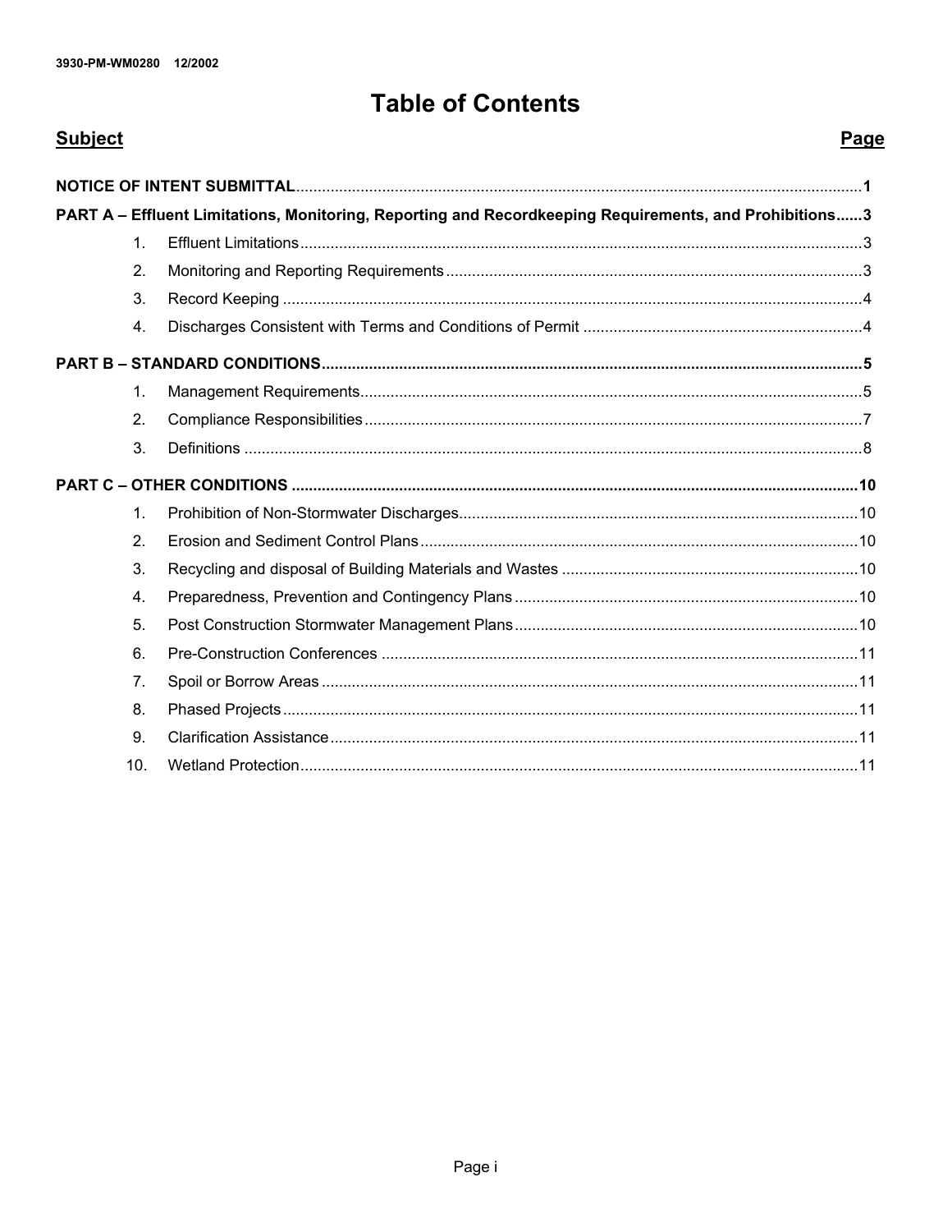# Table of Contents

| Subject | Page |
|---|---|
| **NOTICE OF INTENT SUBMITTAL** | **1** |
| **PART A – Effluent Limitations, Monitoring, Reporting and Recordkeeping Requirements, and Prohibitions** | **3** |
| 1. Effluent Limitations | 3 |
| 2. Monitoring and Reporting Requirements | 3 |
| 3. Record Keeping | 4 |
| 4. Discharges Consistent with Terms and Conditions of Permit | 4 |
| **PART B – STANDARD CONDITIONS** | **5** |
| 1. Management Requirements | 5 |
| 2. Compliance Responsibilities | 7 |
| 3. Definitions | 8 |
| **PART C – OTHER CONDITIONS** | **10** |
| 1. Prohibition of Non-Stormwater Discharges | 10 |
| 2. Erosion and Sediment Control Plans | 10 |
| 3. Recycling and disposal of Building Materials and Wastes | 10 |
| 4. Preparedness, Prevention and Contingency Plans | 10 |
| 5. Post Construction Stormwater Management Plans | 10 |
| 6. Pre-Construction Conferences | 11 |
| 7. Spoil or Borrow Areas | 11 |
| 8. Phased Projects | 11 |
| 9. Clarification Assistance | 11 |
| 10. Wetland Protection | 11 |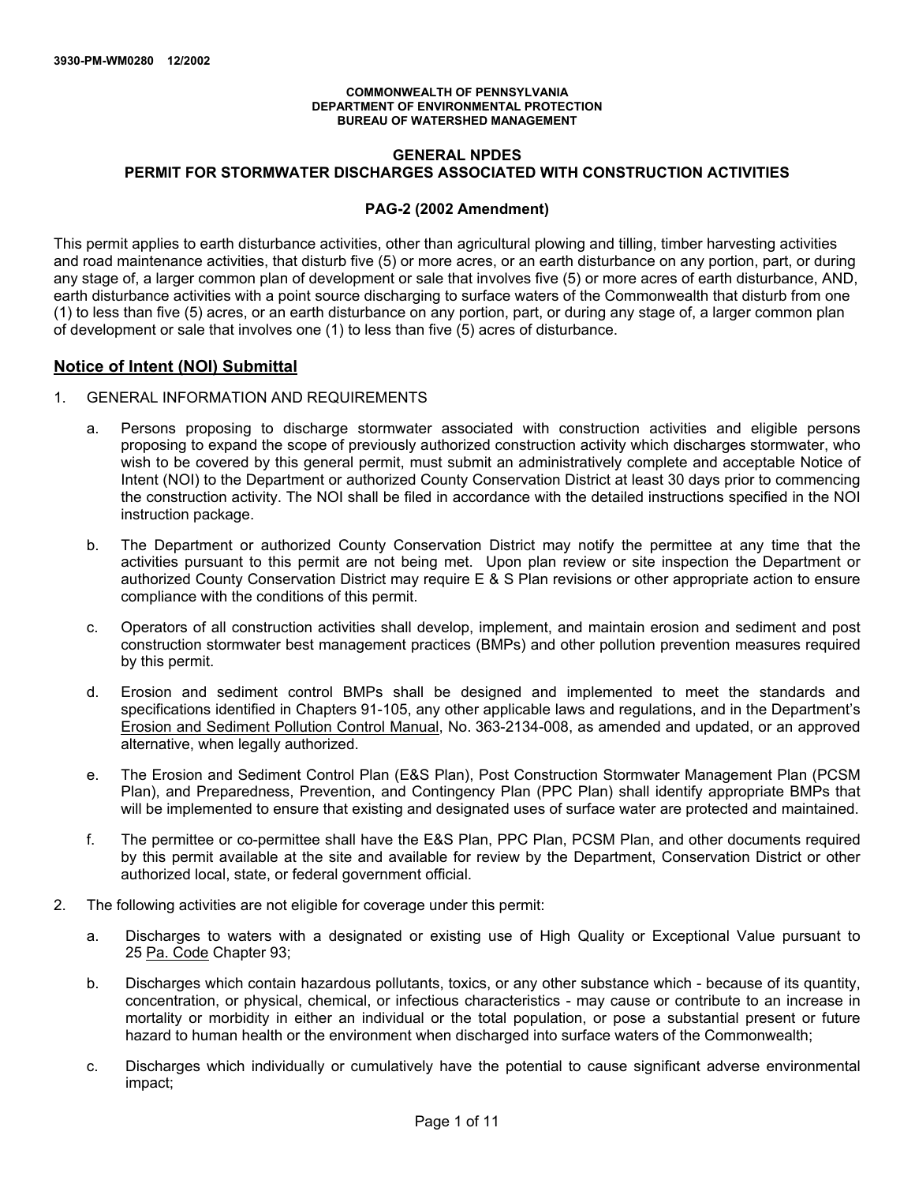3930-PM-WM0280 12/2002

**COMMONWEALTH OF PENNSYLVANIA**
**DEPARTMENT OF ENVIRONMENTAL PROTECTION**
**BUREAU OF WATERSHED MANAGEMENT**

# GENERAL NPDES
# PERMIT FOR STORMWATER DISCHARGES ASSOCIATED WITH CONSTRUCTION ACTIVITIES

## PAG-2 (2002 Amendment)

This permit applies to earth disturbance activities, other than agricultural plowing and tilling, timber harvesting activities and road maintenance activities, that disturb five (5) or more acres, or an earth disturbance on any portion, part, or during any stage of, a larger common plan of development or sale that involves five (5) or more acres of earth disturbance, AND, earth disturbance activities with a point source discharging to surface waters of the Commonwealth that disturb from one (1) to less than five (5) acres, or an earth disturbance on any portion, part, or during any stage of, a larger common plan of development or sale that involves one (1) to less than five (5) acres of disturbance.

## Notice of Intent (NOI) Submittal

1. GENERAL INFORMATION AND REQUIREMENTS

   a. Persons proposing to discharge stormwater associated with construction activities and eligible persons proposing to expand the scope of previously authorized construction activity which discharges stormwater, who wish to be covered by this general permit, must submit an administratively complete and acceptable Notice of Intent (NOI) to the Department or authorized County Conservation District at least 30 days prior to commencing the construction activity. The NOI shall be filed in accordance with the detailed instructions specified in the NOI instruction package.

   b. The Department or authorized County Conservation District may notify the permittee at any time that the activities pursuant to this permit are not being met. Upon plan review or site inspection the Department or authorized County Conservation District may require E & S Plan revisions or other appropriate action to ensure compliance with the conditions of this permit.

   c. Operators of all construction activities shall develop, implement, and maintain erosion and sediment and post construction stormwater best management practices (BMPs) and other pollution prevention measures required by this permit.

   d. Erosion and sediment control BMPs shall be designed and implemented to meet the standards and specifications identified in Chapters 91-105, any other applicable laws and regulations, and in the Department's Erosion and Sediment Pollution Control Manual, No. 363-2134-008, as amended and updated, or an approved alternative, when legally authorized.

   e. The Erosion and Sediment Control Plan (E&S Plan), Post Construction Stormwater Management Plan (PCSM Plan), and Preparedness, Prevention, and Contingency Plan (PPC Plan) shall identify appropriate BMPs that will be implemented to ensure that existing and designated uses of surface water are protected and maintained.

   f. The permittee or co-permittee shall have the E&S Plan, PPC Plan, PCSM Plan, and other documents required by this permit available at the site and available for review by the Department, Conservation District or other authorized local, state, or federal government official.

2. The following activities are not eligible for coverage under this permit:

   a. Discharges to waters with a designated or existing use of High Quality or Exceptional Value pursuant to 25 Pa. Code Chapter 93;

   b. Discharges which contain hazardous pollutants, toxics, or any other substance which - because of its quantity, concentration, or physical, chemical, or infectious characteristics - may cause or contribute to an increase in mortality or morbidity in either an individual or the total population, or pose a substantial present or future hazard to human health or the environment when discharged into surface waters of the Commonwealth;

   c. Discharges which individually or cumulatively have the potential to cause significant adverse environmental impact;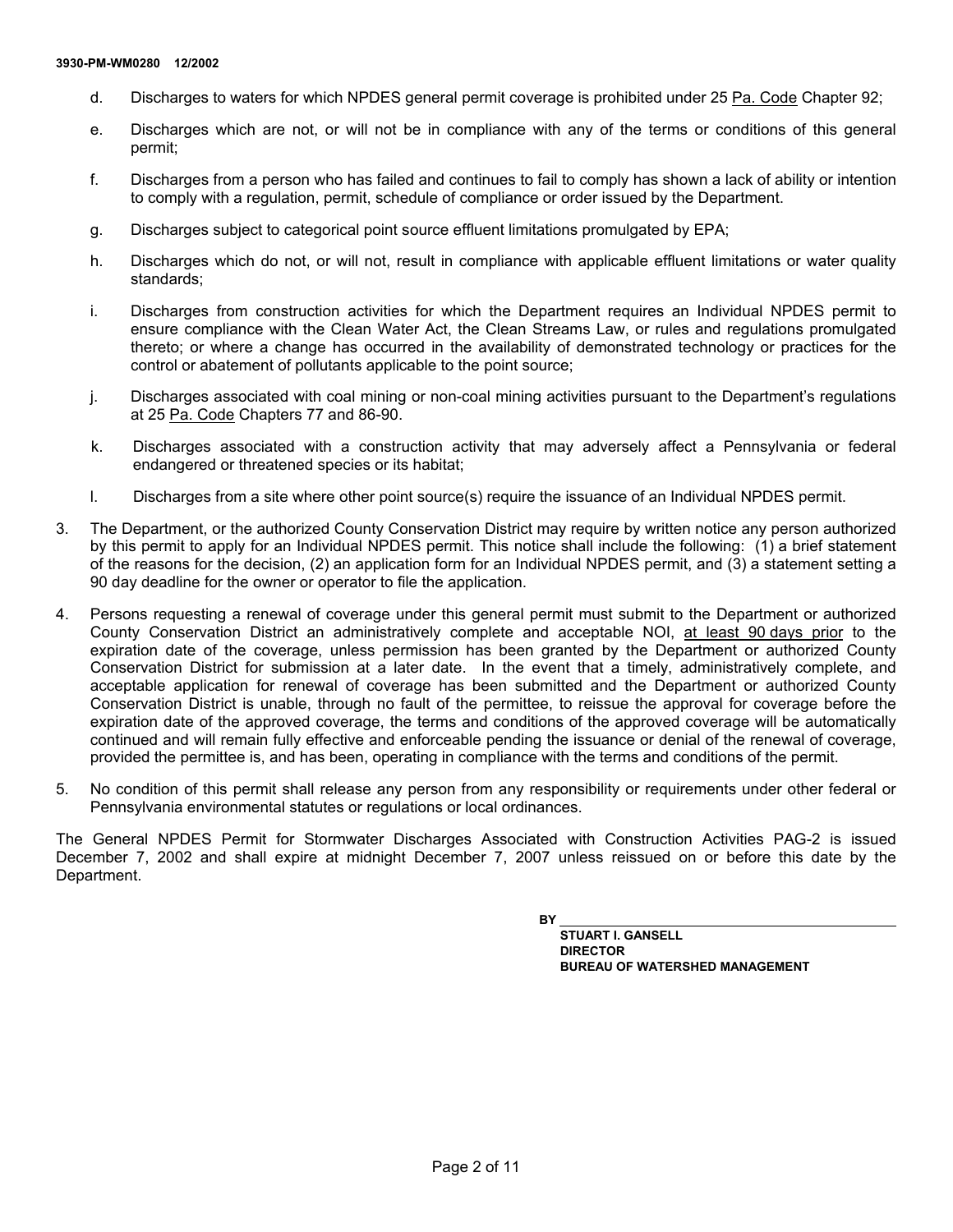d. Discharges to waters for which NPDES general permit coverage is prohibited under 25 Pa. Code Chapter 92;

e. Discharges which are not, or will not be in compliance with any of the terms or conditions of this general permit;

f. Discharges from a person who has failed and continues to fail to comply has shown a lack of ability or intention to comply with a regulation, permit, schedule of compliance or order issued by the Department.

g. Discharges subject to categorical point source effluent limitations promulgated by EPA;

h. Discharges which do not, or will not, result in compliance with applicable effluent limitations or water quality standards;

i. Discharges from construction activities for which the Department requires an Individual NPDES permit to ensure compliance with the Clean Water Act, the Clean Streams Law, or rules and regulations promulgated thereto; or where a change has occurred in the availability of demonstrated technology or practices for the control or abatement of pollutants applicable to the point source;

j. Discharges associated with coal mining or non-coal mining activities pursuant to the Department's regulations at 25 Pa. Code Chapters 77 and 86-90.

k. Discharges associated with a construction activity that may adversely affect a Pennsylvania or federal endangered or threatened species or its habitat;

l. Discharges from a site where other point source(s) require the issuance of an Individual NPDES permit.

3. The Department, or the authorized County Conservation District may require by written notice any person authorized by this permit to apply for an Individual NPDES permit. This notice shall include the following: (1) a brief statement of the reasons for the decision, (2) an application form for an Individual NPDES permit, and (3) a statement setting a 90 day deadline for the owner or operator to file the application.

4. Persons requesting a renewal of coverage under this general permit must submit to the Department or authorized County Conservation District an administratively complete and acceptable NOI, at least 90 days prior to the expiration date of the coverage, unless permission has been granted by the Department or authorized County Conservation District for submission at a later date. In the event that a timely, administratively complete, and acceptable application for renewal of coverage has been submitted and the Department or authorized County Conservation District is unable, through no fault of the permittee, to reissue the approval for coverage before the expiration date of the approved coverage, the terms and conditions of the approved coverage will be automatically continued and will remain fully effective and enforceable pending the issuance or denial of the renewal of coverage, provided the permittee is, and has been, operating in compliance with the terms and conditions of the permit.

5. No condition of this permit shall release any person from any responsibility or requirements under other federal or Pennsylvania environmental statutes or regulations or local ordinances.

The General NPDES Permit for Stormwater Discharges Associated with Construction Activities PAG-2 is issued December 7, 2002 and shall expire at midnight December 7, 2007 unless reissued on or before this date by the Department.

BY ______________________________

**STUART I. GANSELL**
**DIRECTOR**
**BUREAU OF WATERSHED MANAGEMENT**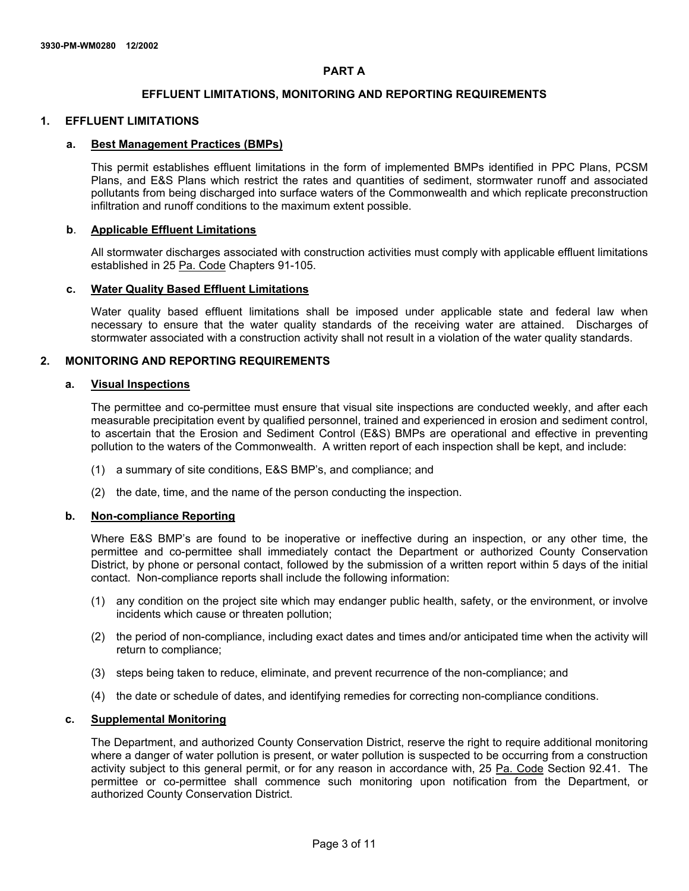## PART A

### EFFLUENT LIMITATIONS, MONITORING AND REPORTING REQUIREMENTS

### 1. EFFLUENT LIMITATIONS

#### a. Best Management Practices (BMPs)

This permit establishes effluent limitations in the form of implemented BMPs identified in PPC Plans, PCSM Plans, and E&S Plans which restrict the rates and quantities of sediment, stormwater runoff and associated pollutants from being discharged into surface waters of the Commonwealth and which replicate preconstruction infiltration and runoff conditions to the maximum extent possible.

#### b. Applicable Effluent Limitations

All stormwater discharges associated with construction activities must comply with applicable effluent limitations established in 25 Pa. Code Chapters 91-105.

#### c. Water Quality Based Effluent Limitations

Water quality based effluent limitations shall be imposed under applicable state and federal law when necessary to ensure that the water quality standards of the receiving water are attained. Discharges of stormwater associated with a construction activity shall not result in a violation of the water quality standards.

### 2. MONITORING AND REPORTING REQUIREMENTS

#### a. Visual Inspections

The permittee and co-permittee must ensure that visual site inspections are conducted weekly, and after each measurable precipitation event by qualified personnel, trained and experienced in erosion and sediment control, to ascertain that the Erosion and Sediment Control (E&S) BMPs are operational and effective in preventing pollution to the waters of the Commonwealth. A written report of each inspection shall be kept, and include:

(1) a summary of site conditions, E&S BMP's, and compliance; and

(2) the date, time, and the name of the person conducting the inspection.

#### b. Non-compliance Reporting

Where E&S BMP's are found to be inoperative or ineffective during an inspection, or any other time, the permittee and co-permittee shall immediately contact the Department or authorized County Conservation District, by phone or personal contact, followed by the submission of a written report within 5 days of the initial contact. Non-compliance reports shall include the following information:

(1) any condition on the project site which may endanger public health, safety, or the environment, or involve incidents which cause or threaten pollution;

(2) the period of non-compliance, including exact dates and times and/or anticipated time when the activity will return to compliance;

(3) steps being taken to reduce, eliminate, and prevent recurrence of the non-compliance; and

(4) the date or schedule of dates, and identifying remedies for correcting non-compliance conditions.

#### c. Supplemental Monitoring

The Department, and authorized County Conservation District, reserve the right to require additional monitoring where a danger of water pollution is present, or water pollution is suspected to be occurring from a construction activity subject to this general permit, or for any reason in accordance with, 25 Pa. Code Section 92.41. The permittee or co-permittee shall commence such monitoring upon notification from the Department, or authorized County Conservation District.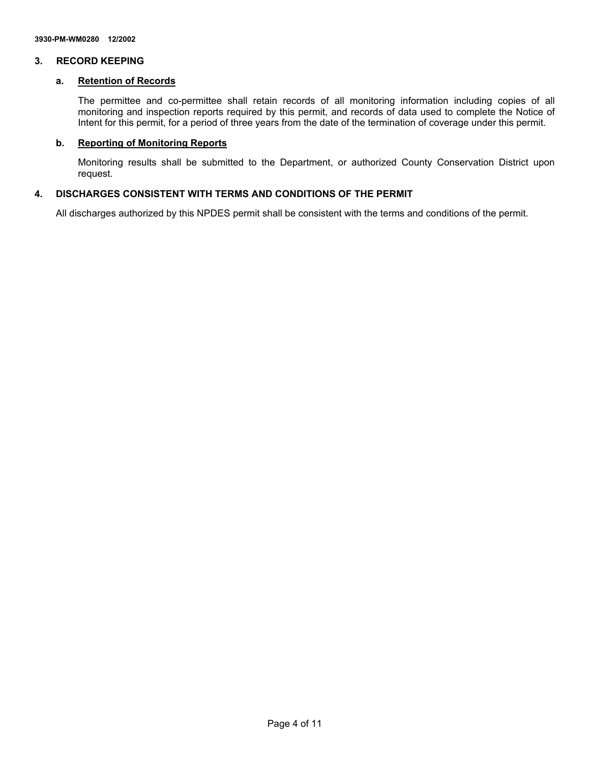## 3. RECORD KEEPING

### a. <u>Retention of Records</u>

The permittee and co-permittee shall retain records of all monitoring information including copies of all monitoring and inspection reports required by this permit, and records of data used to complete the Notice of Intent for this permit, for a period of three years from the date of the termination of coverage under this permit.

### b. <u>Reporting of Monitoring Reports</u>

Monitoring results shall be submitted to the Department, or authorized County Conservation District upon request.

## 4. DISCHARGES CONSISTENT WITH TERMS AND CONDITIONS OF THE PERMIT

All discharges authorized by this NPDES permit shall be consistent with the terms and conditions of the permit.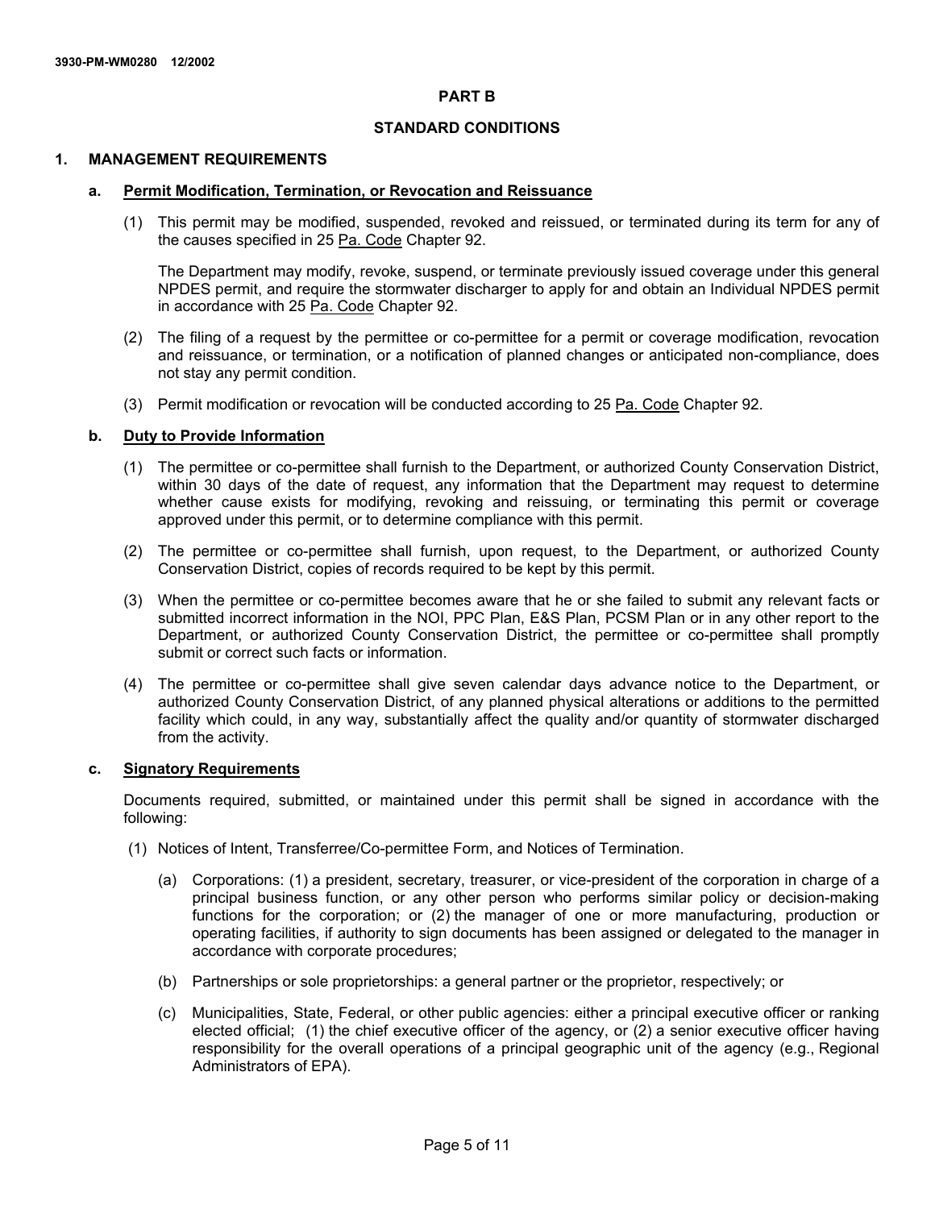## PART B

## STANDARD CONDITIONS

### 1. MANAGEMENT REQUIREMENTS

#### a. Permit Modification, Termination, or Revocation and Reissuance

(1) This permit may be modified, suspended, revoked and reissued, or terminated during its term for any of the causes specified in 25 Pa. Code Chapter 92.

The Department may modify, revoke, suspend, or terminate previously issued coverage under this general NPDES permit, and require the stormwater discharger to apply for and obtain an Individual NPDES permit in accordance with 25 Pa. Code Chapter 92.

(2) The filing of a request by the permittee or co-permittee for a permit or coverage modification, revocation and reissuance, or termination, or a notification of planned changes or anticipated non-compliance, does not stay any permit condition.

(3) Permit modification or revocation will be conducted according to 25 Pa. Code Chapter 92.

#### b. Duty to Provide Information

(1) The permittee or co-permittee shall furnish to the Department, or authorized County Conservation District, within 30 days of the date of request, any information that the Department may request to determine whether cause exists for modifying, revoking and reissuing, or terminating this permit or coverage approved under this permit, or to determine compliance with this permit.

(2) The permittee or co-permittee shall furnish, upon request, to the Department, or authorized County Conservation District, copies of records required to be kept by this permit.

(3) When the permittee or co-permittee becomes aware that he or she failed to submit any relevant facts or submitted incorrect information in the NOI, PPC Plan, E&S Plan, PCSM Plan or in any other report to the Department, or authorized County Conservation District, the permittee or co-permittee shall promptly submit or correct such facts or information.

(4) The permittee or co-permittee shall give seven calendar days advance notice to the Department, or authorized County Conservation District, of any planned physical alterations or additions to the permitted facility which could, in any way, substantially affect the quality and/or quantity of stormwater discharged from the activity.

#### c. Signatory Requirements

Documents required, submitted, or maintained under this permit shall be signed in accordance with the following:

(1) Notices of Intent, Transferree/Co-permittee Form, and Notices of Termination.

(a) Corporations: (1) a president, secretary, treasurer, or vice-president of the corporation in charge of a principal business function, or any other person who performs similar policy or decision-making functions for the corporation; or (2) the manager of one or more manufacturing, production or operating facilities, if authority to sign documents has been assigned or delegated to the manager in accordance with corporate procedures;

(b) Partnerships or sole proprietorships: a general partner or the proprietor, respectively; or

(c) Municipalities, State, Federal, or other public agencies: either a principal executive officer or ranking elected official; (1) the chief executive officer of the agency, or (2) a senior executive officer having responsibility for the overall operations of a principal geographic unit of the agency (e.g., Regional Administrators of EPA).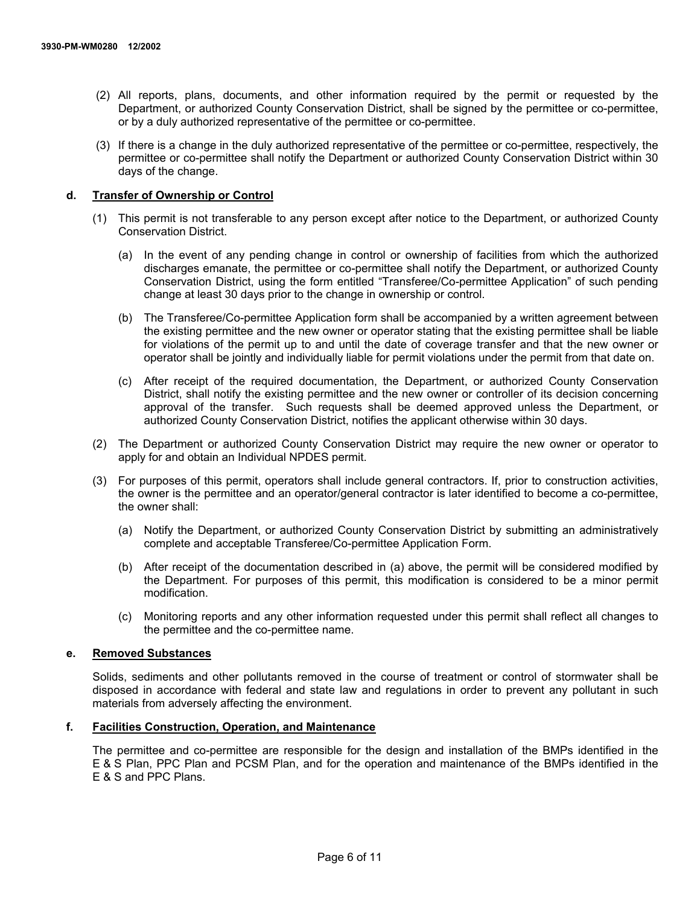(2) All reports, plans, documents, and other information required by the permit or requested by the Department, or authorized County Conservation District, shall be signed by the permittee or co-permittee, or by a duly authorized representative of the permittee or co-permittee.

(3) If there is a change in the duly authorized representative of the permittee or co-permittee, respectively, the permittee or co-permittee shall notify the Department or authorized County Conservation District within 30 days of the change.

**d. Transfer of Ownership or Control**

(1) This permit is not transferable to any person except after notice to the Department, or authorized County Conservation District.

(a) In the event of any pending change in control or ownership of facilities from which the authorized discharges emanate, the permittee or co-permittee shall notify the Department, or authorized County Conservation District, using the form entitled "Transferee/Co-permittee Application" of such pending change at least 30 days prior to the change in ownership or control.

(b) The Transferee/Co-permittee Application form shall be accompanied by a written agreement between the existing permittee and the new owner or operator stating that the existing permittee shall be liable for violations of the permit up to and until the date of coverage transfer and that the new owner or operator shall be jointly and individually liable for permit violations under the permit from that date on.

(c) After receipt of the required documentation, the Department, or authorized County Conservation District, shall notify the existing permittee and the new owner or controller of its decision concerning approval of the transfer. Such requests shall be deemed approved unless the Department, or authorized County Conservation District, notifies the applicant otherwise within 30 days.

(2) The Department or authorized County Conservation District may require the new owner or operator to apply for and obtain an Individual NPDES permit.

(3) For purposes of this permit, operators shall include general contractors. If, prior to construction activities, the owner is the permittee and an operator/general contractor is later identified to become a co-permittee, the owner shall:

(a) Notify the Department, or authorized County Conservation District by submitting an administratively complete and acceptable Transferee/Co-permittee Application Form.

(b) After receipt of the documentation described in (a) above, the permit will be considered modified by the Department. For purposes of this permit, this modification is considered to be a minor permit modification.

(c) Monitoring reports and any other information requested under this permit shall reflect all changes to the permittee and the co-permittee name.

**e. Removed Substances**

Solids, sediments and other pollutants removed in the course of treatment or control of stormwater shall be disposed in accordance with federal and state law and regulations in order to prevent any pollutant in such materials from adversely affecting the environment.

**f. Facilities Construction, Operation, and Maintenance**

The permittee and co-permittee are responsible for the design and installation of the BMPs identified in the E & S Plan, PPC Plan and PCSM Plan, and for the operation and maintenance of the BMPs identified in the E & S and PPC Plans.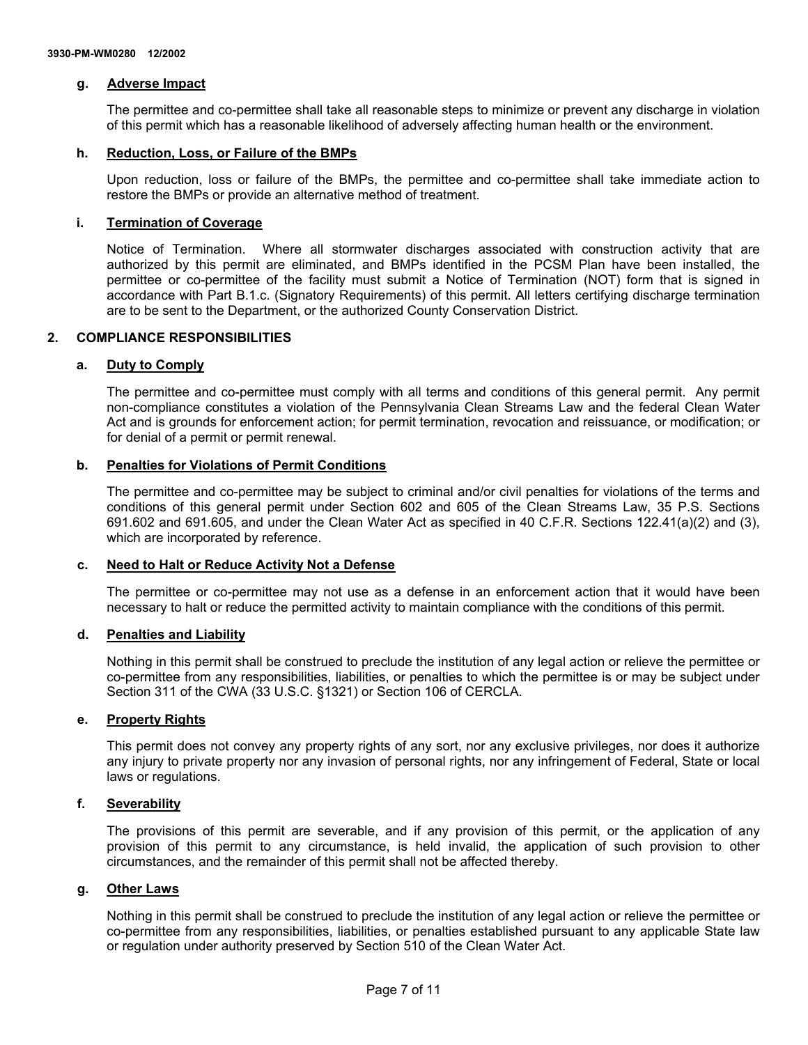#### g. Adverse Impact

The permittee and co-permittee shall take all reasonable steps to minimize or prevent any discharge in violation of this permit which has a reasonable likelihood of adversely affecting human health or the environment.

#### h. Reduction, Loss, or Failure of the BMPs

Upon reduction, loss or failure of the BMPs, the permittee and co-permittee shall take immediate action to restore the BMPs or provide an alternative method of treatment.

#### i. Termination of Coverage

Notice of Termination. Where all stormwater discharges associated with construction activity that are authorized by this permit are eliminated, and BMPs identified in the PCSM Plan have been installed, the permittee or co-permittee of the facility must submit a Notice of Termination (NOT) form that is signed in accordance with Part B.1.c. (Signatory Requirements) of this permit. All letters certifying discharge termination are to be sent to the Department, or the authorized County Conservation District.

### 2. COMPLIANCE RESPONSIBILITIES

#### a. Duty to Comply

The permittee and co-permittee must comply with all terms and conditions of this general permit. Any permit non-compliance constitutes a violation of the Pennsylvania Clean Streams Law and the federal Clean Water Act and is grounds for enforcement action; for permit termination, revocation and reissuance, or modification; or for denial of a permit or permit renewal.

#### b. Penalties for Violations of Permit Conditions

The permittee and co-permittee may be subject to criminal and/or civil penalties for violations of the terms and conditions of this general permit under Section 602 and 605 of the Clean Streams Law, 35 P.S. Sections 691.602 and 691.605, and under the Clean Water Act as specified in 40 C.F.R. Sections 122.41(a)(2) and (3), which are incorporated by reference.

#### c. Need to Halt or Reduce Activity Not a Defense

The permittee or co-permittee may not use as a defense in an enforcement action that it would have been necessary to halt or reduce the permitted activity to maintain compliance with the conditions of this permit.

#### d. Penalties and Liability

Nothing in this permit shall be construed to preclude the institution of any legal action or relieve the permittee or co-permittee from any responsibilities, liabilities, or penalties to which the permittee is or may be subject under Section 311 of the CWA (33 U.S.C. §1321) or Section 106 of CERCLA.

#### e. Property Rights

This permit does not convey any property rights of any sort, nor any exclusive privileges, nor does it authorize any injury to private property nor any invasion of personal rights, nor any infringement of Federal, State or local laws or regulations.

#### f. Severability

The provisions of this permit are severable, and if any provision of this permit, or the application of any provision of this permit to any circumstance, is held invalid, the application of such provision to other circumstances, and the remainder of this permit shall not be affected thereby.

#### g. Other Laws

Nothing in this permit shall be construed to preclude the institution of any legal action or relieve the permittee or co-permittee from any responsibilities, liabilities, or penalties established pursuant to any applicable State law or regulation under authority preserved by Section 510 of the Clean Water Act.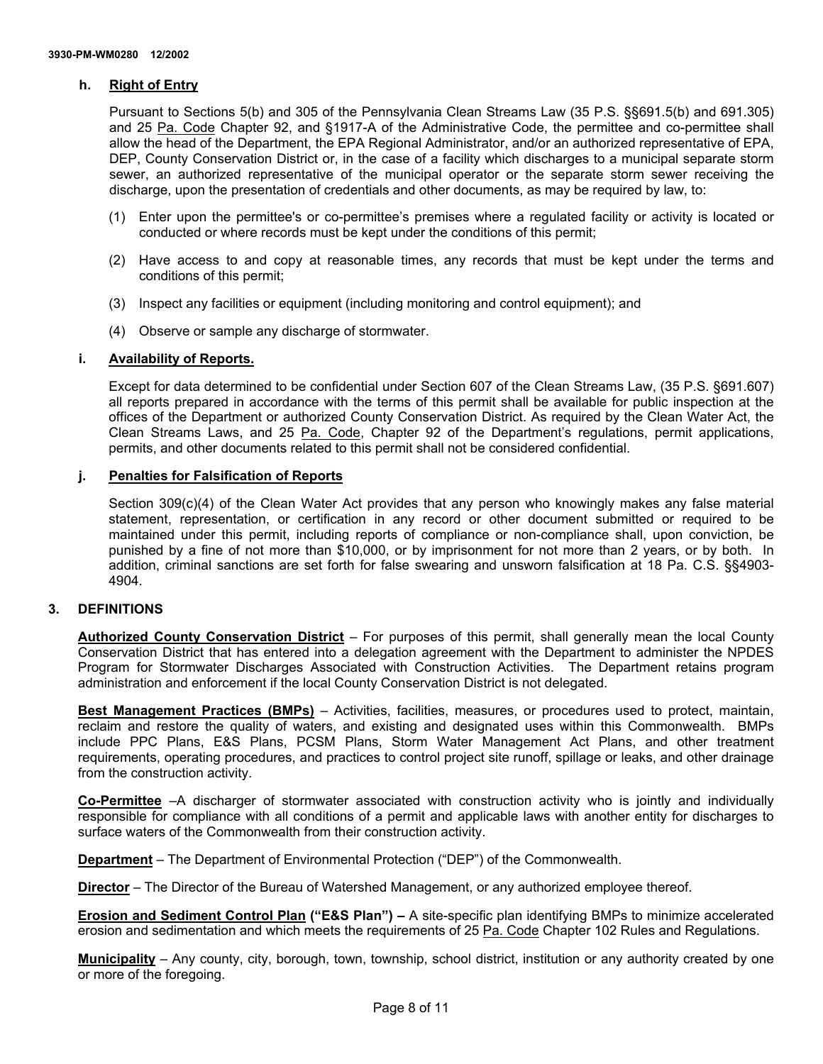**h. Right of Entry**

Pursuant to Sections 5(b) and 305 of the Pennsylvania Clean Streams Law (35 P.S. §§691.5(b) and 691.305) and 25 Pa. Code Chapter 92, and §1917-A of the Administrative Code, the permittee and co-permittee shall allow the head of the Department, the EPA Regional Administrator, and/or an authorized representative of EPA, DEP, County Conservation District or, in the case of a facility which discharges to a municipal separate storm sewer, an authorized representative of the municipal operator or the separate storm sewer receiving the discharge, upon the presentation of credentials and other documents, as may be required by law, to:

(1) Enter upon the permittee's or co-permittee's premises where a regulated facility or activity is located or conducted or where records must be kept under the conditions of this permit;

(2) Have access to and copy at reasonable times, any records that must be kept under the terms and conditions of this permit;

(3) Inspect any facilities or equipment (including monitoring and control equipment); and

(4) Observe or sample any discharge of stormwater.

**i. Availability of Reports.**

Except for data determined to be confidential under Section 607 of the Clean Streams Law, (35 P.S. §691.607) all reports prepared in accordance with the terms of this permit shall be available for public inspection at the offices of the Department or authorized County Conservation District. As required by the Clean Water Act, the Clean Streams Laws, and 25 Pa. Code, Chapter 92 of the Department's regulations, permit applications, permits, and other documents related to this permit shall not be considered confidential.

**j. Penalties for Falsification of Reports**

Section 309(c)(4) of the Clean Water Act provides that any person who knowingly makes any false material statement, representation, or certification in any record or other document submitted or required to be maintained under this permit, including reports of compliance or non-compliance shall, upon conviction, be punished by a fine of not more than $10,000, or by imprisonment for not more than 2 years, or by both. In addition, criminal sanctions are set forth for false swearing and unsworn falsification at 18 Pa. C.S. §§4903-4904.

## 3. DEFINITIONS

**Authorized County Conservation District** – For purposes of this permit, shall generally mean the local County Conservation District that has entered into a delegation agreement with the Department to administer the NPDES Program for Stormwater Discharges Associated with Construction Activities. The Department retains program administration and enforcement if the local County Conservation District is not delegated.

**Best Management Practices (BMPs)** – Activities, facilities, measures, or procedures used to protect, maintain, reclaim and restore the quality of waters, and existing and designated uses within this Commonwealth. BMPs include PPC Plans, E&S Plans, PCSM Plans, Storm Water Management Act Plans, and other treatment requirements, operating procedures, and practices to control project site runoff, spillage or leaks, and other drainage from the construction activity.

**Co-Permittee** –A discharger of stormwater associated with construction activity who is jointly and individually responsible for compliance with all conditions of a permit and applicable laws with another entity for discharges to surface waters of the Commonwealth from their construction activity.

**Department** – The Department of Environmental Protection ("DEP") of the Commonwealth.

**Director** – The Director of the Bureau of Watershed Management, or any authorized employee thereof.

**Erosion and Sediment Control Plan ("E&S Plan")** – A site-specific plan identifying BMPs to minimize accelerated erosion and sedimentation and which meets the requirements of 25 Pa. Code Chapter 102 Rules and Regulations.

**Municipality** – Any county, city, borough, town, township, school district, institution or any authority created by one or more of the foregoing.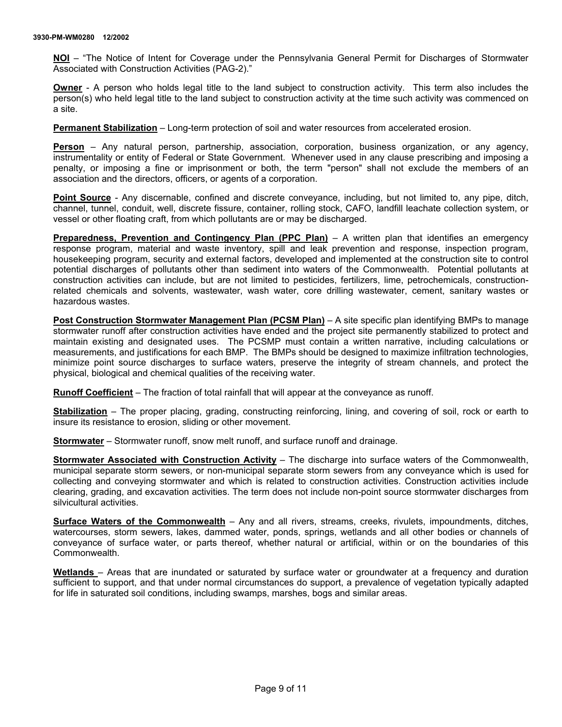**NOI** – "The Notice of Intent for Coverage under the Pennsylvania General Permit for Discharges of Stormwater Associated with Construction Activities (PAG-2)."

**Owner** - A person who holds legal title to the land subject to construction activity. This term also includes the person(s) who held legal title to the land subject to construction activity at the time such activity was commenced on a site.

**Permanent Stabilization** – Long-term protection of soil and water resources from accelerated erosion.

**Person** – Any natural person, partnership, association, corporation, business organization, or any agency, instrumentality or entity of Federal or State Government. Whenever used in any clause prescribing and imposing a penalty, or imposing a fine or imprisonment or both, the term "person" shall not exclude the members of an association and the directors, officers, or agents of a corporation.

**Point Source** - Any discernable, confined and discrete conveyance, including, but not limited to, any pipe, ditch, channel, tunnel, conduit, well, discrete fissure, container, rolling stock, CAFO, landfill leachate collection system, or vessel or other floating craft, from which pollutants are or may be discharged.

**Preparedness, Prevention and Contingency Plan (PPC Plan)** – A written plan that identifies an emergency response program, material and waste inventory, spill and leak prevention and response, inspection program, housekeeping program, security and external factors, developed and implemented at the construction site to control potential discharges of pollutants other than sediment into waters of the Commonwealth. Potential pollutants at construction activities can include, but are not limited to pesticides, fertilizers, lime, petrochemicals, construction-related chemicals and solvents, wastewater, wash water, core drilling wastewater, cement, sanitary wastes or hazardous wastes.

**Post Construction Stormwater Management Plan (PCSM Plan)** – A site specific plan identifying BMPs to manage stormwater runoff after construction activities have ended and the project site permanently stabilized to protect and maintain existing and designated uses. The PCSMP must contain a written narrative, including calculations or measurements, and justifications for each BMP. The BMPs should be designed to maximize infiltration technologies, minimize point source discharges to surface waters, preserve the integrity of stream channels, and protect the physical, biological and chemical qualities of the receiving water.

**Runoff Coefficient** – The fraction of total rainfall that will appear at the conveyance as runoff.

**Stabilization** – The proper placing, grading, constructing reinforcing, lining, and covering of soil, rock or earth to insure its resistance to erosion, sliding or other movement.

**Stormwater** – Stormwater runoff, snow melt runoff, and surface runoff and drainage.

**Stormwater Associated with Construction Activity** – The discharge into surface waters of the Commonwealth, municipal separate storm sewers, or non-municipal separate storm sewers from any conveyance which is used for collecting and conveying stormwater and which is related to construction activities. Construction activities include clearing, grading, and excavation activities. The term does not include non-point source stormwater discharges from silvicultural activities.

**Surface Waters of the Commonwealth** – Any and all rivers, streams, creeks, rivulets, impoundments, ditches, watercourses, storm sewers, lakes, dammed water, ponds, springs, wetlands and all other bodies or channels of conveyance of surface water, or parts thereof, whether natural or artificial, within or on the boundaries of this Commonwealth.

**Wetlands** – Areas that are inundated or saturated by surface water or groundwater at a frequency and duration sufficient to support, and that under normal circumstances do support, a prevalence of vegetation typically adapted for life in saturated soil conditions, including swamps, marshes, bogs and similar areas.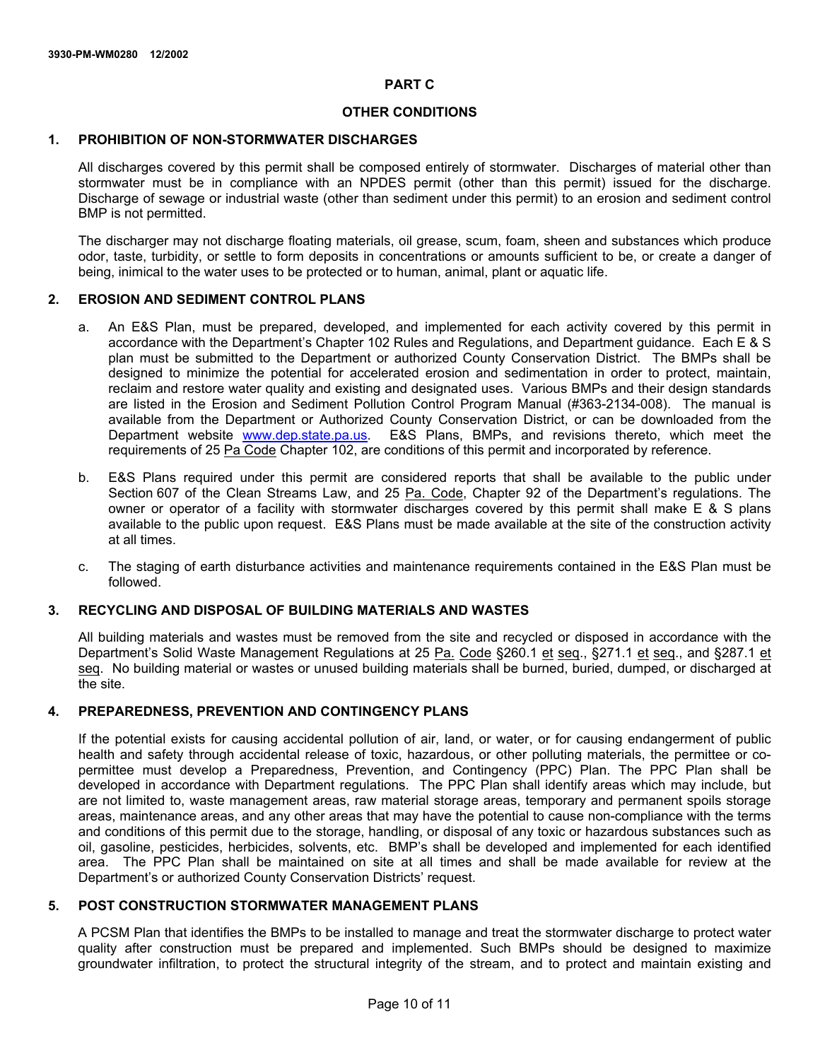## PART C

## OTHER CONDITIONS

### 1. PROHIBITION OF NON-STORMWATER DISCHARGES

All discharges covered by this permit shall be composed entirely of stormwater. Discharges of material other than stormwater must be in compliance with an NPDES permit (other than this permit) issued for the discharge. Discharge of sewage or industrial waste (other than sediment under this permit) to an erosion and sediment control BMP is not permitted.

The discharger may not discharge floating materials, oil grease, scum, foam, sheen and substances which produce odor, taste, turbidity, or settle to form deposits in concentrations or amounts sufficient to be, or create a danger of being, inimical to the water uses to be protected or to human, animal, plant or aquatic life.

### 2. EROSION AND SEDIMENT CONTROL PLANS

a. An E&S Plan, must be prepared, developed, and implemented for each activity covered by this permit in accordance with the Department's Chapter 102 Rules and Regulations, and Department guidance. Each E & S plan must be submitted to the Department or authorized County Conservation District. The BMPs shall be designed to minimize the potential for accelerated erosion and sedimentation in order to protect, maintain, reclaim and restore water quality and existing and designated uses. Various BMPs and their design standards are listed in the Erosion and Sediment Pollution Control Program Manual (#363-2134-008). The manual is available from the Department or Authorized County Conservation District, or can be downloaded from the Department website www.dep.state.pa.us. E&S Plans, BMPs, and revisions thereto, which meet the requirements of 25 Pa Code Chapter 102, are conditions of this permit and incorporated by reference.

b. E&S Plans required under this permit are considered reports that shall be available to the public under Section 607 of the Clean Streams Law, and 25 Pa. Code, Chapter 92 of the Department's regulations. The owner or operator of a facility with stormwater discharges covered by this permit shall make E & S plans available to the public upon request. E&S Plans must be made available at the site of the construction activity at all times.

c. The staging of earth disturbance activities and maintenance requirements contained in the E&S Plan must be followed.

### 3. RECYCLING AND DISPOSAL OF BUILDING MATERIALS AND WASTES

All building materials and wastes must be removed from the site and recycled or disposed in accordance with the Department's Solid Waste Management Regulations at 25 Pa. Code §260.1 et seq., §271.1 et seq., and §287.1 et seq. No building material or wastes or unused building materials shall be burned, buried, dumped, or discharged at the site.

### 4. PREPAREDNESS, PREVENTION AND CONTINGENCY PLANS

If the potential exists for causing accidental pollution of air, land, or water, or for causing endangerment of public health and safety through accidental release of toxic, hazardous, or other polluting materials, the permittee or co-permittee must develop a Preparedness, Prevention, and Contingency (PPC) Plan. The PPC Plan shall be developed in accordance with Department regulations. The PPC Plan shall identify areas which may include, but are not limited to, waste management areas, raw material storage areas, temporary and permanent spoils storage areas, maintenance areas, and any other areas that may have the potential to cause non-compliance with the terms and conditions of this permit due to the storage, handling, or disposal of any toxic or hazardous substances such as oil, gasoline, pesticides, herbicides, solvents, etc. BMP's shall be developed and implemented for each identified area. The PPC Plan shall be maintained on site at all times and shall be made available for review at the Department's or authorized County Conservation Districts' request.

### 5. POST CONSTRUCTION STORMWATER MANAGEMENT PLANS

A PCSM Plan that identifies the BMPs to be installed to manage and treat the stormwater discharge to protect water quality after construction must be prepared and implemented. Such BMPs should be designed to maximize groundwater infiltration, to protect the structural integrity of the stream, and to protect and maintain existing and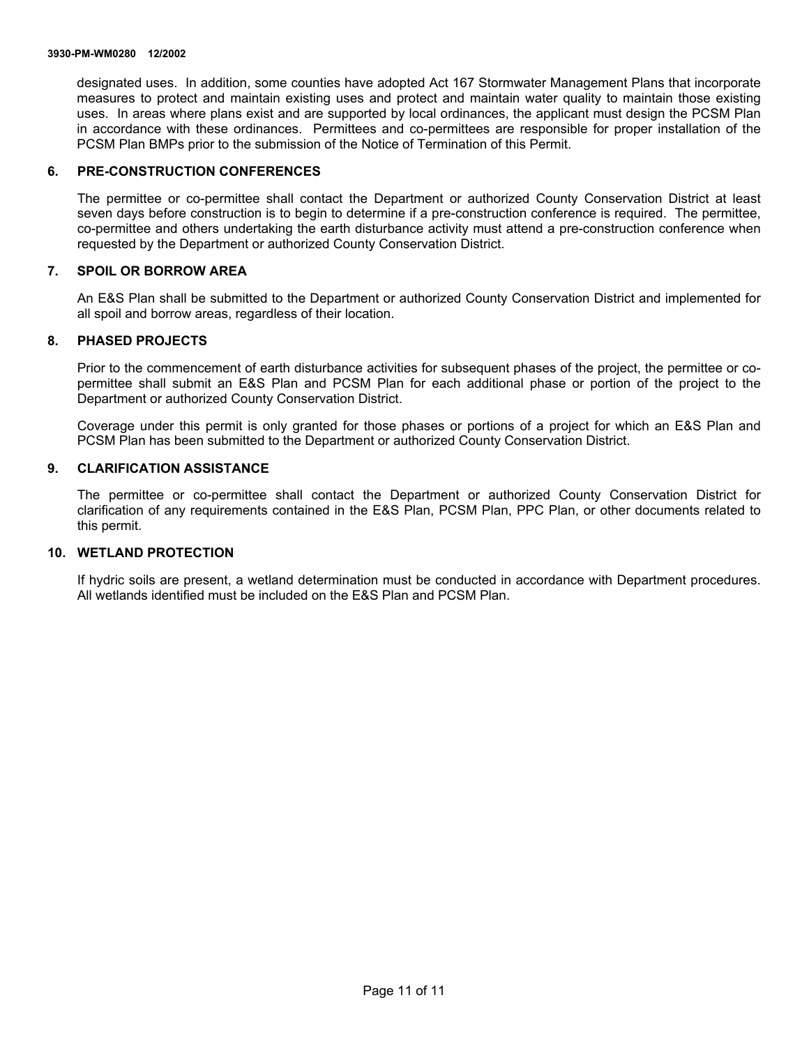designated uses. In addition, some counties have adopted Act 167 Stormwater Management Plans that incorporate measures to protect and maintain existing uses and protect and maintain water quality to maintain those existing uses. In areas where plans exist and are supported by local ordinances, the applicant must design the PCSM Plan in accordance with these ordinances. Permittees and co-permittees are responsible for proper installation of the PCSM Plan BMPs prior to the submission of the Notice of Termination of this Permit.

**6. PRE-CONSTRUCTION CONFERENCES**

The permittee or co-permittee shall contact the Department or authorized County Conservation District at least seven days before construction is to begin to determine if a pre-construction conference is required. The permittee, co-permittee and others undertaking the earth disturbance activity must attend a pre-construction conference when requested by the Department or authorized County Conservation District.

**7. SPOIL OR BORROW AREA**

An E&S Plan shall be submitted to the Department or authorized County Conservation District and implemented for all spoil and borrow areas, regardless of their location.

**8. PHASED PROJECTS**

Prior to the commencement of earth disturbance activities for subsequent phases of the project, the permittee or co-permittee shall submit an E&S Plan and PCSM Plan for each additional phase or portion of the project to the Department or authorized County Conservation District.

Coverage under this permit is only granted for those phases or portions of a project for which an E&S Plan and PCSM Plan has been submitted to the Department or authorized County Conservation District.

**9. CLARIFICATION ASSISTANCE**

The permittee or co-permittee shall contact the Department or authorized County Conservation District for clarification of any requirements contained in the E&S Plan, PCSM Plan, PPC Plan, or other documents related to this permit.

**10. WETLAND PROTECTION**

If hydric soils are present, a wetland determination must be conducted in accordance with Department procedures. All wetlands identified must be included on the E&S Plan and PCSM Plan.